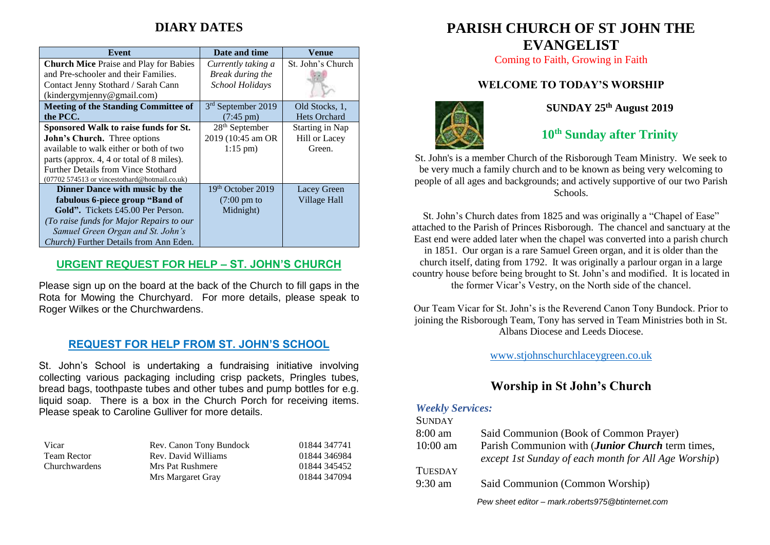## DIARY DATES

| Event | Date and time | Venue |
|---|---|---|
| **Church Mice** Praise and Play for Babies and Pre-schooler and their Families. Contact Jenny Stothard / Sarah Cann (kindergymjenny@gmail.com) | *Currently taking a Break during the School Holidays* | St. John's Church |
| **Meeting of the Standing Committee of the PCC.** | 3rd September 2019 (7:45 pm) | Old Stocks, 1, Hets Orchard |
| **Sponsored Walk to raise funds for St. John's Church.** Three options available to walk either or both of two parts (approx. 4, 4 or total of 8 miles). Further Details from Vince Stothard (07702 574513 or vincestothard@hotmail.co.uk) | 28th September 2019 (10:45 am OR 1:15 pm) | Starting in Nap Hill or Lacey Green. |
| **Dinner Dance with music by the fabulous 6-piece group "Band of Gold".** Tickets £45.00 Per Person. *(To raise funds for Major Repairs to our Samuel Green Organ and St. John's Church)* Further Details from Ann Eden. | 19th October 2019 (7:00 pm to Midnight) | Lacey Green Village Hall |

### URGENT REQUEST FOR HELP – ST. JOHN'S CHURCH

Please sign up on the board at the back of the Church to fill gaps in the Rota for Mowing the Churchyard. For more details, please speak to Roger Wilkes or the Churchwardens.

### REQUEST FOR HELP FROM ST. JOHN'S SCHOOL

St. John's School is undertaking a fundraising initiative involving collecting various packaging including crisp packets, Pringles tubes, bread bags, toothpaste tubes and other tubes and pump bottles for e.g. liquid soap. There is a box in the Church Porch for receiving items. Please speak to Caroline Gulliver for more details.

| | | |
|---|---|---|
| Vicar | Rev. Canon Tony Bundock | 01844 347741 |
| Team Rector | Rev. David Williams | 01844 346984 |
| Churchwardens | Mrs Pat Rushmere | 01844 345452 |
| | Mrs Margaret Gray | 01844 347094 |

# PARISH CHURCH OF ST JOHN THE EVANGELIST

Coming to Faith, Growing in Faith

### WELCOME TO TODAY'S WORSHIP

**SUNDAY 25th August 2019**

## 10th Sunday after Trinity

St. John's is a member Church of the Risborough Team Ministry. We seek to be very much a family church and to be known as being very welcoming to people of all ages and backgrounds; and actively supportive of our two Parish Schools.

St. John's Church dates from 1825 and was originally a "Chapel of Ease" attached to the Parish of Princes Risborough. The chancel and sanctuary at the East end were added later when the chapel was converted into a parish church in 1851. Our organ is a rare Samuel Green organ, and it is older than the church itself, dating from 1792. It was originally a parlour organ in a large country house before being brought to St. John's and modified. It is located in the former Vicar's Vestry, on the North side of the chancel.

Our Team Vicar for St. John's is the Reverend Canon Tony Bundock. Prior to joining the Risborough Team, Tony has served in Team Ministries both in St. Albans Diocese and Leeds Diocese.

www.stjohnschurchlaceygreen.co.uk

## Worship in St John's Church

***Weekly Services:***

SUNDAY

8:00 am — Said Communion (Book of Common Prayer)

10:00 am — Parish Communion with (***Junior Church*** term times, *except 1st Sunday of each month for All Age Worship*)

TUESDAY

9:30 am — Said Communion (Common Worship)

*Pew sheet editor – mark.roberts975@btinternet.com*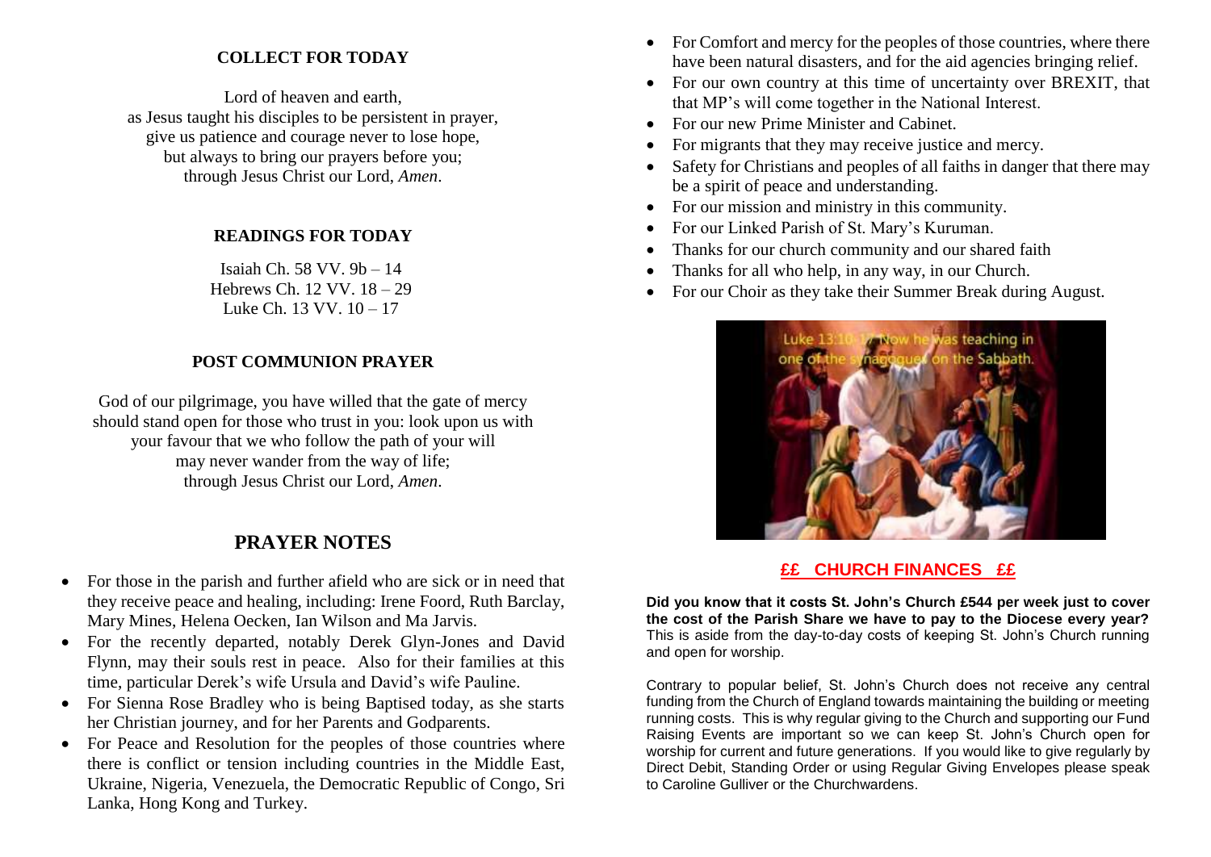## COLLECT FOR TODAY

Lord of heaven and earth,
as Jesus taught his disciples to be persistent in prayer,
give us patience and courage never to lose hope,
but always to bring our prayers before you;
through Jesus Christ our Lord, *Amen*.

## READINGS FOR TODAY

Isaiah Ch. 58 VV. 9b – 14
Hebrews Ch. 12 VV. 18 – 29
Luke Ch. 13 VV. 10 – 17

## POST COMMUNION PRAYER

God of our pilgrimage, you have willed that the gate of mercy should stand open for those who trust in you: look upon us with your favour that we who follow the path of your will may never wander from the way of life;
through Jesus Christ our Lord, *Amen*.

# PRAYER NOTES

- For those in the parish and further afield who are sick or in need that they receive peace and healing, including: Irene Foord, Ruth Barclay, Mary Mines, Helena Oecken, Ian Wilson and Ma Jarvis.
- For the recently departed, notably Derek Glyn-Jones and David Flynn, may their souls rest in peace. Also for their families at this time, particular Derek's wife Ursula and David's wife Pauline.
- For Sienna Rose Bradley who is being Baptised today, as she starts her Christian journey, and for her Parents and Godparents.
- For Peace and Resolution for the peoples of those countries where there is conflict or tension including countries in the Middle East, Ukraine, Nigeria, Venezuela, the Democratic Republic of Congo, Sri Lanka, Hong Kong and Turkey.
- For Comfort and mercy for the peoples of those countries, where there have been natural disasters, and for the aid agencies bringing relief.
- For our own country at this time of uncertainty over BREXIT, that that MP's will come together in the National Interest.
- For our new Prime Minister and Cabinet.
- For migrants that they may receive justice and mercy.
- Safety for Christians and peoples of all faiths in danger that there may be a spirit of peace and understanding.
- For our mission and ministry in this community.
- For our Linked Parish of St. Mary's Kuruman.
- Thanks for our church community and our shared faith
- Thanks for all who help, in any way, in our Church.
- For our Choir as they take their Summer Break during August.

Luke 13:10-17 Now he was teaching in one of the synagogues on the Sabbath.

## ££ CHURCH FINANCES ££

**Did you know that it costs St. John's Church £544 per week just to cover the cost of the Parish Share we have to pay to the Diocese every year?** This is aside from the day-to-day costs of keeping St. John's Church running and open for worship.

Contrary to popular belief, St. John's Church does not receive any central funding from the Church of England towards maintaining the building or meeting running costs. This is why regular giving to the Church and supporting our Fund Raising Events are important so we can keep St. John's Church open for worship for current and future generations. If you would like to give regularly by Direct Debit, Standing Order or using Regular Giving Envelopes please speak to Caroline Gulliver or the Churchwardens.